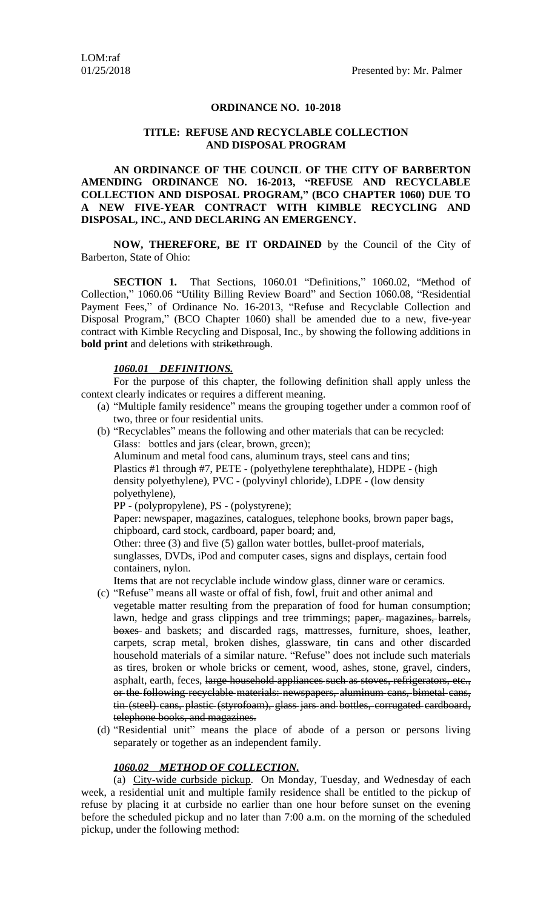LOM:raf
01/25/2018 Presented by: Mr. Palmer

**ORDINANCE NO. 10-2018**

**TITLE: REFUSE AND RECYCLABLE COLLECTION AND DISPOSAL PROGRAM**

**AN ORDINANCE OF THE COUNCIL OF THE CITY OF BARBERTON AMENDING ORDINANCE NO. 16-2013, "REFUSE AND RECYCLABLE COLLECTION AND DISPOSAL PROGRAM," (BCO CHAPTER 1060) DUE TO A NEW FIVE-YEAR CONTRACT WITH KIMBLE RECYCLING AND DISPOSAL, INC., AND DECLARING AN EMERGENCY.**

**NOW, THEREFORE, BE IT ORDAINED** by the Council of the City of Barberton, State of Ohio:

**SECTION 1.** That Sections, 1060.01 "Definitions," 1060.02, "Method of Collection," 1060.06 "Utility Billing Review Board" and Section 1060.08, "Residential Payment Fees," of Ordinance No. 16-2013, "Refuse and Recyclable Collection and Disposal Program," (BCO Chapter 1060) shall be amended due to a new, five-year contract with Kimble Recycling and Disposal, Inc., by showing the following additions in **bold print** and deletions with ~~strikethrough~~.

***1060.01 DEFINITIONS.***

For the purpose of this chapter, the following definition shall apply unless the context clearly indicates or requires a different meaning.

(a) "Multiple family residence" means the grouping together under a common roof of two, three or four residential units.

(b) "Recyclables" means the following and other materials that can be recycled:
Glass: bottles and jars (clear, brown, green);
Aluminum and metal food cans, aluminum trays, steel cans and tins;
Plastics #1 through #7, PETE - (polyethylene terephthalate), HDPE - (high density polyethylene), PVC - (polyvinyl chloride), LDPE - (low density polyethylene),
PP - (polypropylene), PS - (polystyrene);
Paper: newspaper, magazines, catalogues, telephone books, brown paper bags, chipboard, card stock, cardboard, paper board; and,
Other: three (3) and five (5) gallon water bottles, bullet-proof materials, sunglasses, DVDs, iPod and computer cases, signs and displays, certain food containers, nylon.
Items that are not recyclable include window glass, dinner ware or ceramics.

(c) "Refuse" means all waste or offal of fish, fowl, fruit and other animal and vegetable matter resulting from the preparation of food for human consumption; lawn, hedge and grass clippings and tree trimmings; ~~paper, magazines, barrels, boxes~~ and baskets; and discarded rags, mattresses, furniture, shoes, leather, carpets, scrap metal, broken dishes, glassware, tin cans and other discarded household materials of a similar nature. "Refuse" does not include such materials as tires, broken or whole bricks or cement, wood, ashes, stone, gravel, cinders, asphalt, earth, feces, ~~large household appliances such as stoves, refrigerators, etc., or the following recyclable materials: newspapers, aluminum cans, bimetal cans, tin (steel) cans, plastic (styrofoam), glass jars and bottles, corrugated cardboard, telephone books, and magazines.~~

(d) "Residential unit" means the place of abode of a person or persons living separately or together as an independent family.

***1060.02 METHOD OF COLLECTION.***

(a) City-wide curbside pickup. On Monday, Tuesday, and Wednesday of each week, a residential unit and multiple family residence shall be entitled to the pickup of refuse by placing it at curbside no earlier than one hour before sunset on the evening before the scheduled pickup and no later than 7:00 a.m. on the morning of the scheduled pickup, under the following method: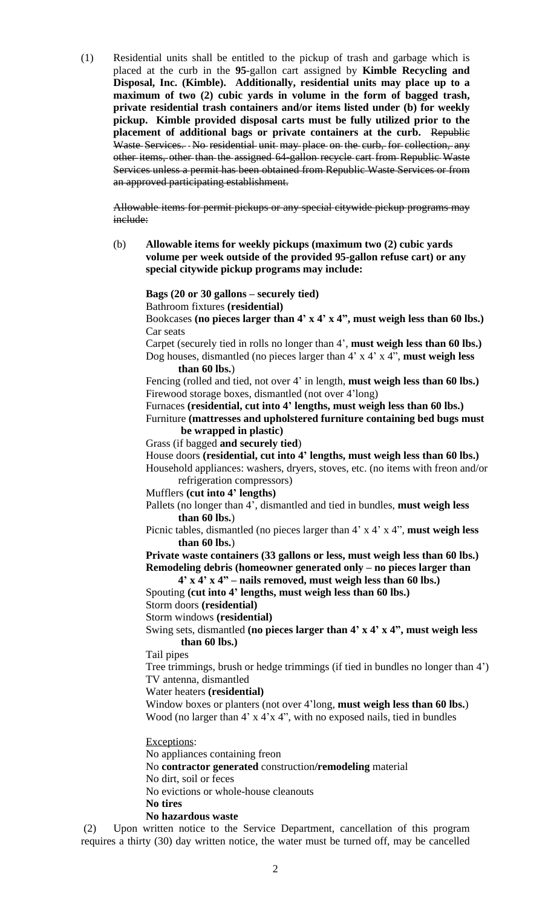(1) Residential units shall be entitled to the pickup of trash and garbage which is placed at the curb in the **95**-gallon cart assigned by **Kimble Recycling and Disposal, Inc. (Kimble). Additionally, residential units may place up to a maximum of two (2) cubic yards in volume in the form of bagged trash, private residential trash containers and/or items listed under (b) for weekly pickup. Kimble provided disposal carts must be fully utilized prior to the placement of additional bags or private containers at the curb.** ~~Republic Waste Services. No residential unit may place on the curb, for collection, any other items, other than the assigned 64-gallon recycle cart from Republic Waste Services unless a permit has been obtained from Republic Waste Services or from an approved participating establishment.~~

~~Allowable items for permit pickups or any special citywide pickup programs may include:~~

(b) **Allowable items for weekly pickups (maximum two (2) cubic yards volume per week outside of the provided 95-gallon refuse cart) or any special citywide pickup programs may include:**

**Bags (20 or 30 gallons – securely tied)**
Bathroom fixtures **(residential)**
Bookcases **(no pieces larger than 4' x 4' x 4", must weigh less than 60 lbs.)**
Car seats
Carpet (securely tied in rolls no longer than 4', **must weigh less than 60 lbs.)**
Dog houses, dismantled (no pieces larger than 4' x 4' x 4", **must weigh less than 60 lbs.**)
Fencing (rolled and tied, not over 4' in length, **must weigh less than 60 lbs.)**
Firewood storage boxes, dismantled (not over 4'long)
Furnaces **(residential, cut into 4' lengths, must weigh less than 60 lbs.)**
Furniture **(mattresses and upholstered furniture containing bed bugs must be wrapped in plastic)**
Grass (if bagged **and securely tied**)
House doors **(residential, cut into 4' lengths, must weigh less than 60 lbs.)**
Household appliances: washers, dryers, stoves, etc. (no items with freon and/or refrigeration compressors)
Mufflers **(cut into 4' lengths)**
Pallets (no longer than 4', dismantled and tied in bundles, **must weigh less than 60 lbs.**)
Picnic tables, dismantled (no pieces larger than 4' x 4' x 4", **must weigh less than 60 lbs.**)
**Private waste containers (33 gallons or less, must weigh less than 60 lbs.)**
**Remodeling debris (homeowner generated only – no pieces larger than 4' x 4' x 4" – nails removed, must weigh less than 60 lbs.)**
Spouting **(cut into 4' lengths, must weigh less than 60 lbs.)**
Storm doors **(residential)**
Storm windows **(residential)**
Swing sets, dismantled **(no pieces larger than 4' x 4' x 4", must weigh less than 60 lbs.)**
Tail pipes
Tree trimmings, brush or hedge trimmings (if tied in bundles no longer than 4')
TV antenna, dismantled
Water heaters **(residential)**
Window boxes or planters (not over 4'long, **must weigh less than 60 lbs.**)
Wood (no larger than 4' x 4'x 4", with no exposed nails, tied in bundles

<u>Exceptions</u>:
No appliances containing freon
No **contractor generated** construction**/remodeling** material
No dirt, soil or feces
No evictions or whole-house cleanouts
**No tires**
**No hazardous waste**

(2) Upon written notice to the Service Department, cancellation of this program requires a thirty (30) day written notice, the water must be turned off, may be cancelled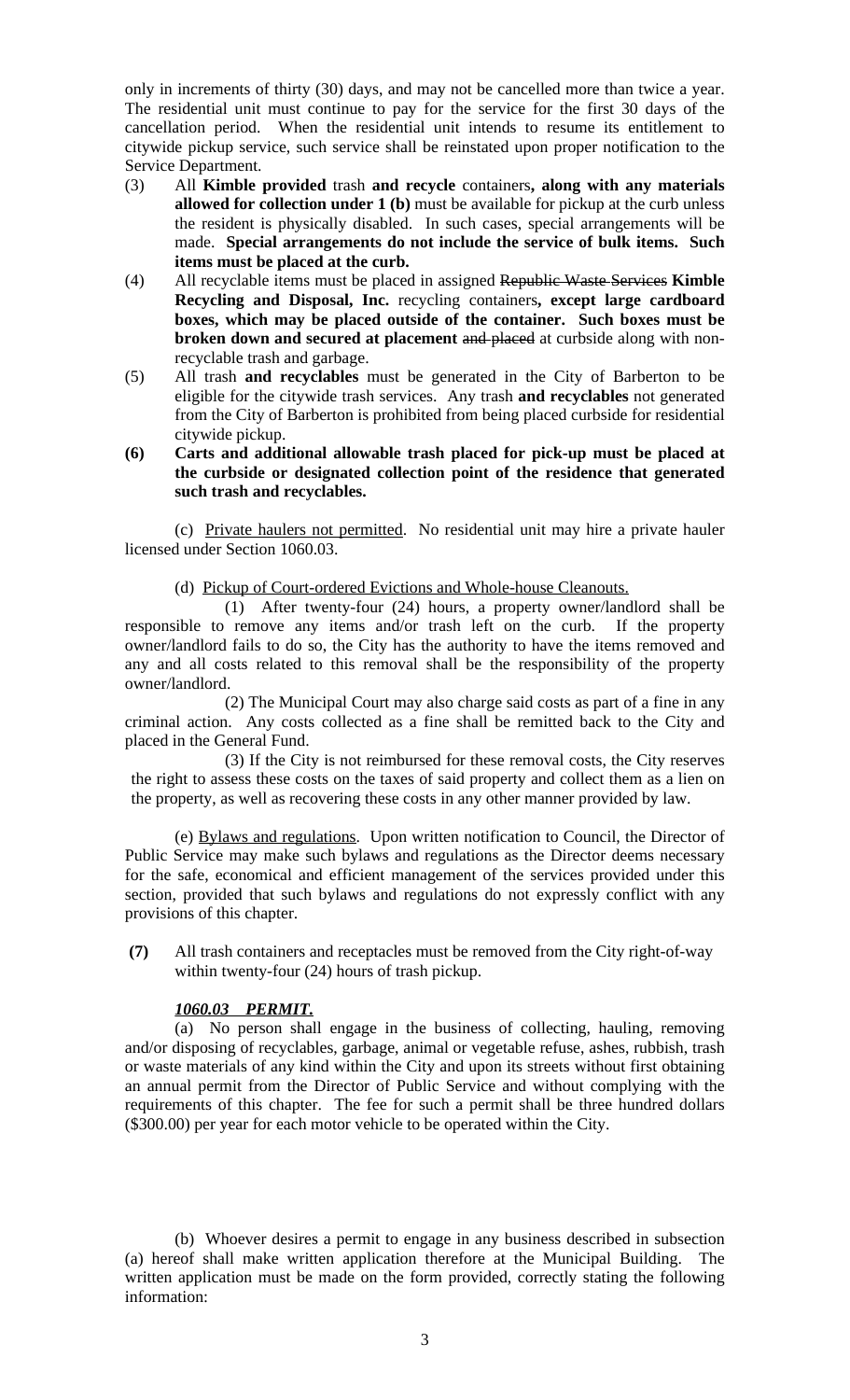only in increments of thirty (30) days, and may not be cancelled more than twice a year. The residential unit must continue to pay for the service for the first 30 days of the cancellation period. When the residential unit intends to resume its entitlement to citywide pickup service, such service shall be reinstated upon proper notification to the Service Department.

(3) All **Kimble provided** trash **and recycle** containers**, along with any materials allowed for collection under 1 (b)** must be available for pickup at the curb unless the resident is physically disabled. In such cases, special arrangements will be made. **Special arrangements do not include the service of bulk items. Such items must be placed at the curb.**

(4) All recyclable items must be placed in assigned ~~Republic Waste Services~~ **Kimble Recycling and Disposal, Inc.** recycling containers**, except large cardboard boxes, which may be placed outside of the container. Such boxes must be broken down and secured at placement** ~~and placed~~ at curbside along with non-recyclable trash and garbage.

(5) All trash **and recyclables** must be generated in the City of Barberton to be eligible for the citywide trash services. Any trash **and recyclables** not generated from the City of Barberton is prohibited from being placed curbside for residential citywide pickup.

**(6) Carts and additional allowable trash placed for pick-up must be placed at the curbside or designated collection point of the residence that generated such trash and recyclables.**

(c) Private haulers not permitted. No residential unit may hire a private hauler licensed under Section 1060.03.

(d) Pickup of Court-ordered Evictions and Whole-house Cleanouts.

(1) After twenty-four (24) hours, a property owner/landlord shall be responsible to remove any items and/or trash left on the curb. If the property owner/landlord fails to do so, the City has the authority to have the items removed and any and all costs related to this removal shall be the responsibility of the property owner/landlord.

(2) The Municipal Court may also charge said costs as part of a fine in any criminal action. Any costs collected as a fine shall be remitted back to the City and placed in the General Fund.

(3) If the City is not reimbursed for these removal costs, the City reserves the right to assess these costs on the taxes of said property and collect them as a lien on the property, as well as recovering these costs in any other manner provided by law.

(e) Bylaws and regulations. Upon written notification to Council, the Director of Public Service may make such bylaws and regulations as the Director deems necessary for the safe, economical and efficient management of the services provided under this section, provided that such bylaws and regulations do not expressly conflict with any provisions of this chapter.

**(7)** All trash containers and receptacles must be removed from the City right-of-way within twenty-four (24) hours of trash pickup.

***1060.03 PERMIT.***

(a) No person shall engage in the business of collecting, hauling, removing and/or disposing of recyclables, garbage, animal or vegetable refuse, ashes, rubbish, trash or waste materials of any kind within the City and upon its streets without first obtaining an annual permit from the Director of Public Service and without complying with the requirements of this chapter. The fee for such a permit shall be three hundred dollars ($300.00) per year for each motor vehicle to be operated within the City.

(b) Whoever desires a permit to engage in any business described in subsection (a) hereof shall make written application therefore at the Municipal Building. The written application must be made on the form provided, correctly stating the following information: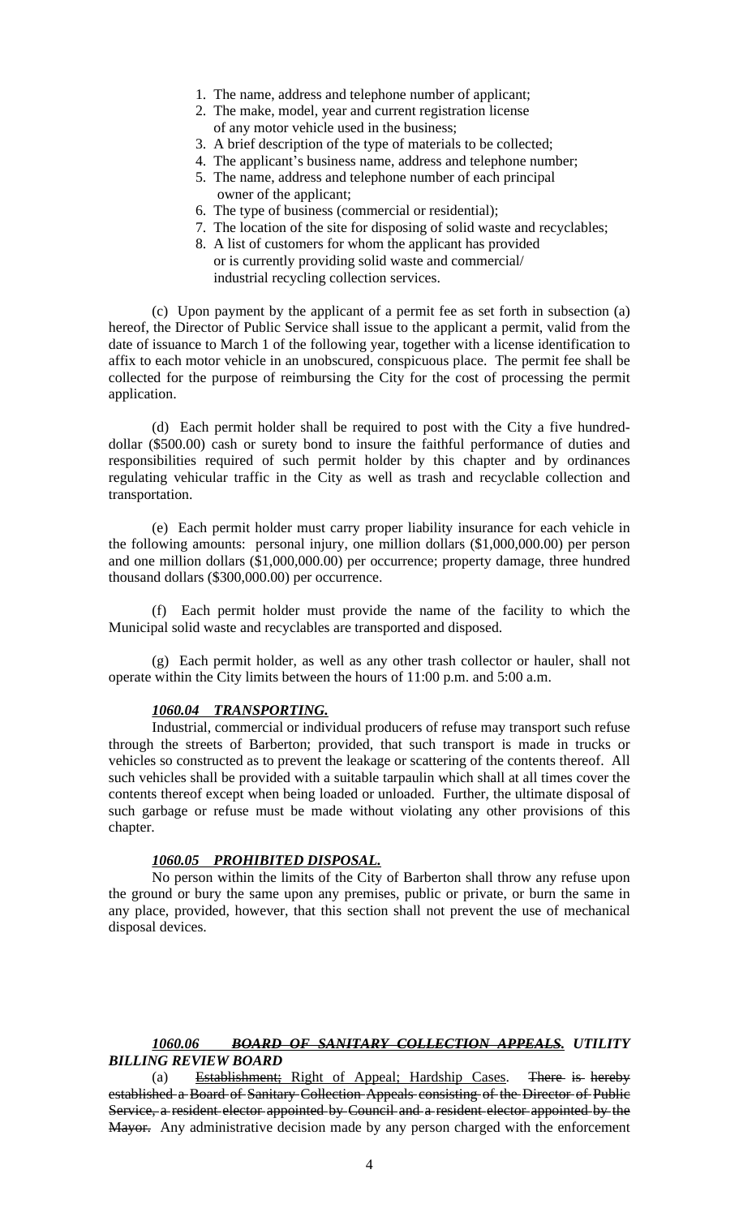1. The name, address and telephone number of applicant;
2. The make, model, year and current registration license of any motor vehicle used in the business;
3. A brief description of the type of materials to be collected;
4. The applicant's business name, address and telephone number;
5. The name, address and telephone number of each principal owner of the applicant;
6. The type of business (commercial or residential);
7. The location of the site for disposing of solid waste and recyclables;
8. A list of customers for whom the applicant has provided or is currently providing solid waste and commercial/ industrial recycling collection services.

(c) Upon payment by the applicant of a permit fee as set forth in subsection (a) hereof, the Director of Public Service shall issue to the applicant a permit, valid from the date of issuance to March 1 of the following year, together with a license identification to affix to each motor vehicle in an unobscured, conspicuous place. The permit fee shall be collected for the purpose of reimbursing the City for the cost of processing the permit application.

(d) Each permit holder shall be required to post with the City a five hundred-dollar ($500.00) cash or surety bond to insure the faithful performance of duties and responsibilities required of such permit holder by this chapter and by ordinances regulating vehicular traffic in the City as well as trash and recyclable collection and transportation.

(e) Each permit holder must carry proper liability insurance for each vehicle in the following amounts: personal injury, one million dollars ($1,000,000.00) per person and one million dollars ($1,000,000.00) per occurrence; property damage, three hundred thousand dollars ($300,000.00) per occurrence.

(f) Each permit holder must provide the name of the facility to which the Municipal solid waste and recyclables are transported and disposed.

(g) Each permit holder, as well as any other trash collector or hauler, shall not operate within the City limits between the hours of 11:00 p.m. and 5:00 a.m.

### ***1060.04 TRANSPORTING.***

Industrial, commercial or individual producers of refuse may transport such refuse through the streets of Barberton; provided, that such transport is made in trucks or vehicles so constructed as to prevent the leakage or scattering of the contents thereof. All such vehicles shall be provided with a suitable tarpaulin which shall at all times cover the contents thereof except when being loaded or unloaded. Further, the ultimate disposal of such garbage or refuse must be made without violating any other provisions of this chapter.

### ***1060.05 PROHIBITED DISPOSAL.***

No person within the limits of the City of Barberton shall throw any refuse upon the ground or bury the same upon any premises, public or private, or burn the same in any place, provided, however, that this section shall not prevent the use of mechanical disposal devices.

### ***1060.06 ~~BOARD OF SANITARY COLLECTION APPEALS.~~ UTILITY BILLING REVIEW BOARD***

(a) ~~Establishment;~~ Right of Appeal; Hardship Cases. ~~There is hereby established a Board of Sanitary Collection Appeals consisting of the Director of Public Service, a resident elector appointed by Council and a resident elector appointed by the Mayor.~~ Any administrative decision made by any person charged with the enforcement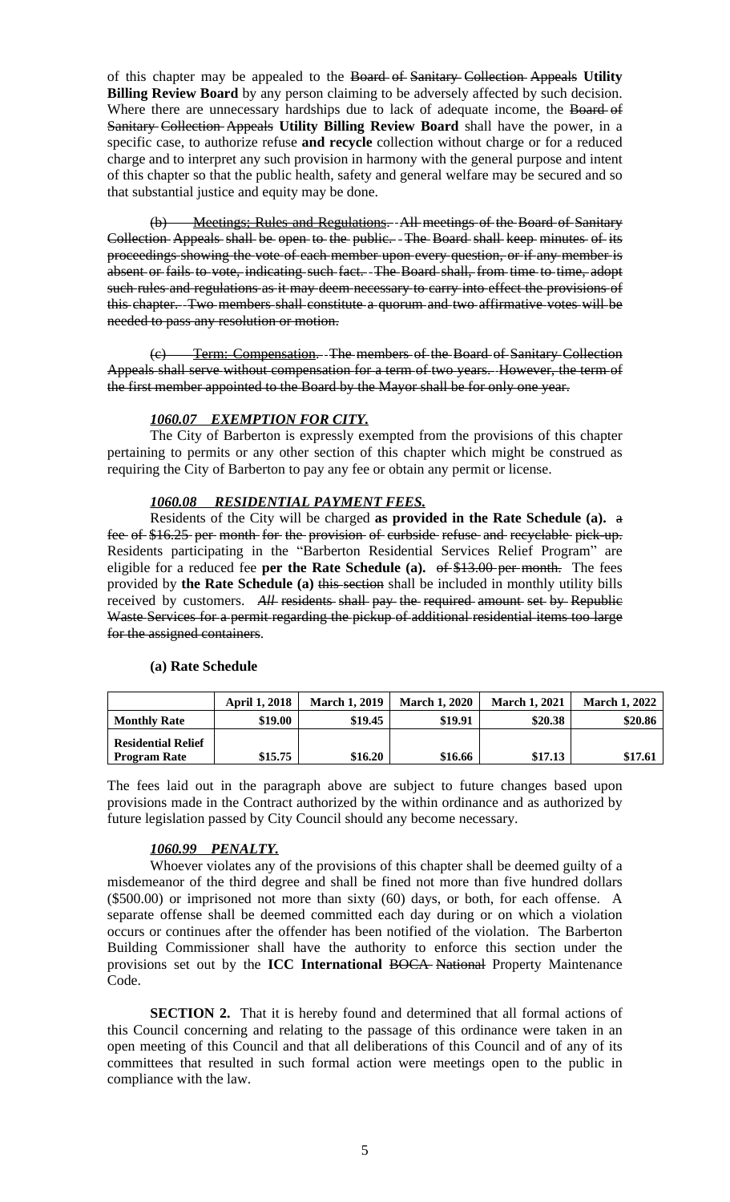of this chapter may be appealed to the ~~Board of Sanitary Collection Appeals~~ **Utility Billing Review Board** by any person claiming to be adversely affected by such decision. Where there are unnecessary hardships due to lack of adequate income, the ~~Board of Sanitary Collection Appeals~~ **Utility Billing Review Board** shall have the power, in a specific case, to authorize refuse **and recycle** collection without charge or for a reduced charge and to interpret any such provision in harmony with the general purpose and intent of this chapter so that the public health, safety and general welfare may be secured and so that substantial justice and equity may be done.

~~(b) Meetings; Rules and Regulations. All meetings of the Board of Sanitary Collection Appeals shall be open to the public. The Board shall keep minutes of its proceedings showing the vote of each member upon every question, or if any member is absent or fails to vote, indicating such fact. The Board shall, from time to time, adopt such rules and regulations as it may deem necessary to carry into effect the provisions of this chapter. Two members shall constitute a quorum and two affirmative votes will be needed to pass any resolution or motion.~~

~~(c) Term: Compensation. The members of the Board of Sanitary Collection Appeals shall serve without compensation for a term of two years. However, the term of the first member appointed to the Board by the Mayor shall be for only one year.~~

***1060.07 EXEMPTION FOR CITY.***

The City of Barberton is expressly exempted from the provisions of this chapter pertaining to permits or any other section of this chapter which might be construed as requiring the City of Barberton to pay any fee or obtain any permit or license.

***1060.08 RESIDENTIAL PAYMENT FEES.***

Residents of the City will be charged **as provided in the Rate Schedule (a).** ~~a fee of $16.25 per month for the provision of curbside refuse and recyclable pick-up.~~ Residents participating in the "Barberton Residential Services Relief Program" are eligible for a reduced fee **per the Rate Schedule (a).** ~~of $13.00 per month.~~ The fees provided by **the Rate Schedule (a)** ~~this section~~ shall be included in monthly utility bills received by customers. ~~*All* residents shall pay the required amount set by Republic Waste Services for a permit regarding the pickup of additional residential items too large for the assigned containers~~.

**(a) Rate Schedule**

| | April 1, 2018 | March 1, 2019 | March 1, 2020 | March 1, 2021 | March 1, 2022 |
|---|---|---|---|---|---|
| **Monthly Rate** | $19.00 | $19.45 | $19.91 | $20.38 | $20.86 |
| **Residential Relief Program Rate** | $15.75 | $16.20 | $16.66 | $17.13 | $17.61 |

The fees laid out in the paragraph above are subject to future changes based upon provisions made in the Contract authorized by the within ordinance and as authorized by future legislation passed by City Council should any become necessary.

***1060.99 PENALTY.***

Whoever violates any of the provisions of this chapter shall be deemed guilty of a misdemeanor of the third degree and shall be fined not more than five hundred dollars ($500.00) or imprisoned not more than sixty (60) days, or both, for each offense. A separate offense shall be deemed committed each day during or on which a violation occurs or continues after the offender has been notified of the violation. The Barberton Building Commissioner shall have the authority to enforce this section under the provisions set out by the **ICC International** ~~BOCA National~~ Property Maintenance Code.

**SECTION 2.** That it is hereby found and determined that all formal actions of this Council concerning and relating to the passage of this ordinance were taken in an open meeting of this Council and that all deliberations of this Council and of any of its committees that resulted in such formal action were meetings open to the public in compliance with the law.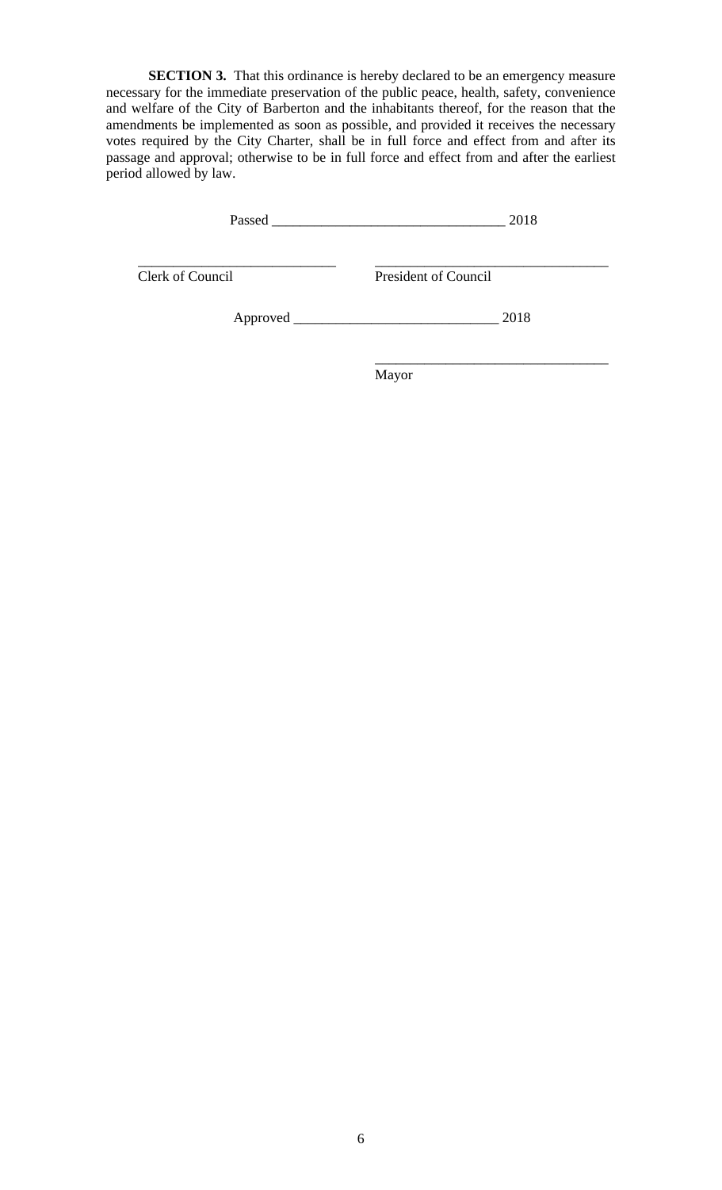**SECTION 3.** That this ordinance is hereby declared to be an emergency measure necessary for the immediate preservation of the public peace, health, safety, convenience and welfare of the City of Barberton and the inhabitants thereof, for the reason that the amendments be implemented as soon as possible, and provided it receives the necessary votes required by the City Charter, shall be in full force and effect from and after its passage and approval; otherwise to be in full force and effect from and after the earliest period allowed by law.

Passed _________________________________ 2018

____________________________ _________________________________

Clerk of Council President of Council

Approved _____________________________ 2018

_________________________________

Mayor